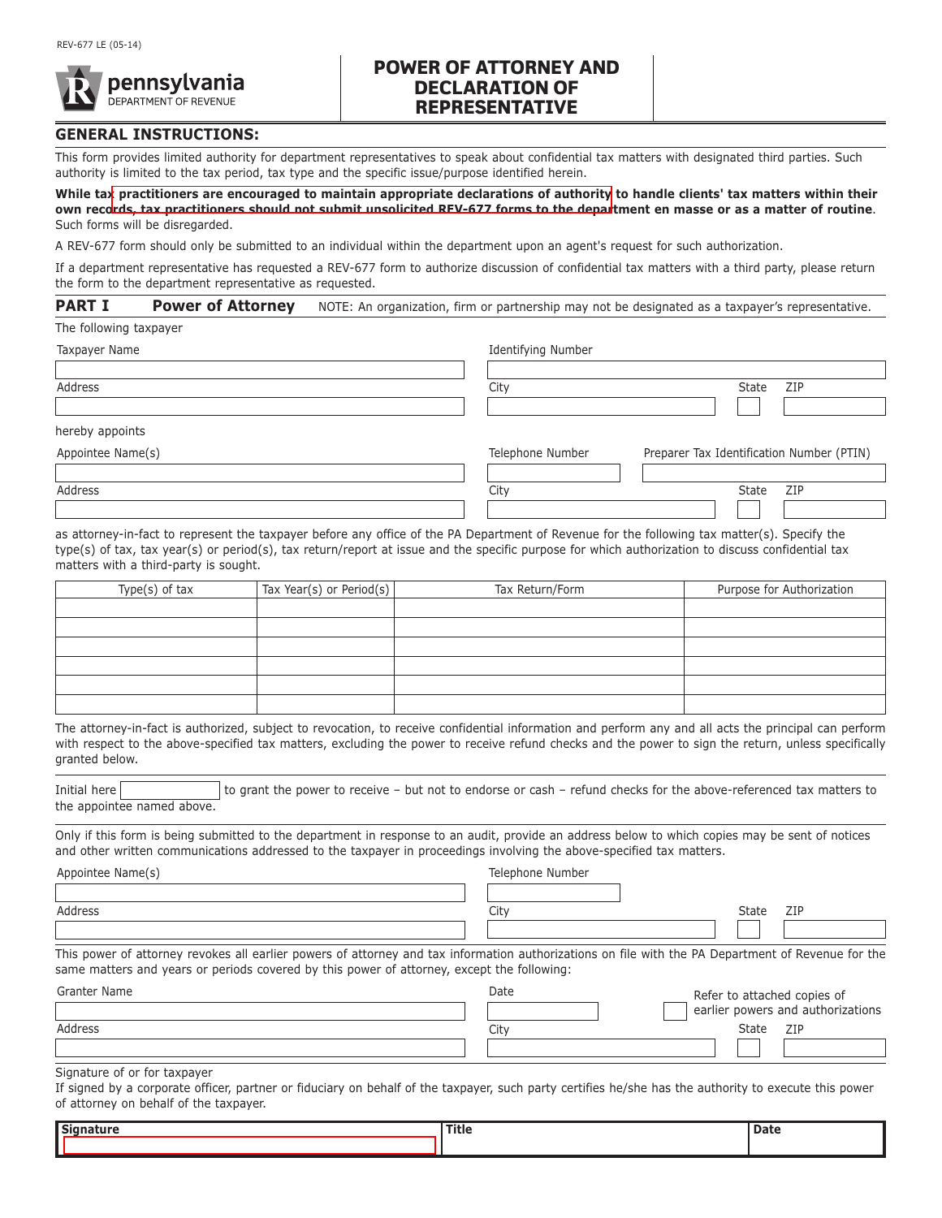REV-677 LE (05-14)

pennsylvania
DEPARTMENT OF REVENUE

# POWER OF ATTORNEY AND DECLARATION OF REPRESENTATIVE

## GENERAL INSTRUCTIONS:

This form provides limited authority for department representatives to speak about confidential tax matters with designated third parties. Such authority is limited to the tax period, tax type and the specific issue/purpose identified herein.

**While tax practitioners are encouraged to maintain appropriate declarations of authority to handle clients' tax matters within their own records, tax practitioners should not submit unsolicited REV-677 forms to the department en masse or as a matter of routine**. Such forms will be disregarded.

A REV-677 form should only be submitted to an individual within the department upon an agent's request for such authorization.

If a department representative has requested a REV-677 form to authorize discussion of confidential tax matters with a third party, please return the form to the department representative as requested.

## PART I Power of Attorney

NOTE: An organization, firm or partnership may not be designated as a taxpayer's representative.

The following taxpayer

Taxpayer Name ____________________ Identifying Number ____________________

Address ____________________ City ____________________ State ____ ZIP ____________

hereby appoints

Appointee Name(s) ____________________ Telephone Number ____________ Preparer Tax Identification Number (PTIN) ____________

Address ____________________ City ____________________ State ____ ZIP ____________

as attorney-in-fact to represent the taxpayer before any office of the PA Department of Revenue for the following tax matter(s). Specify the type(s) of tax, tax year(s) or period(s), tax return/report at issue and the specific purpose for which authorization to discuss confidential tax matters with a third-party is sought.

| Type(s) of tax | Tax Year(s) or Period(s) | Tax Return/Form | Purpose for Authorization |
|---|---|---|---|
| | | | |
| | | | |
| | | | |
| | | | |
| | | | |
| | | | |

The attorney-in-fact is authorized, subject to revocation, to receive confidential information and perform any and all acts the principal can perform with respect to the above-specified tax matters, excluding the power to receive refund checks and the power to sign the return, unless specifically granted below.

Initial here ____________ to grant the power to receive – but not to endorse or cash – refund checks for the above-referenced tax matters to the appointee named above.

Only if this form is being submitted to the department in response to an audit, provide an address below to which copies may be sent of notices and other written communications addressed to the taxpayer in proceedings involving the above-specified tax matters.

Appointee Name(s) ____________________ Telephone Number ____________

Address ____________________ City ____________________ State ____ ZIP ____________

This power of attorney revokes all earlier powers of attorney and tax information authorizations on file with the PA Department of Revenue for the same matters and years or periods covered by this power of attorney, except the following:

Granter Name ____________________ Date ____________ ☐ Refer to attached copies of earlier powers and authorizations

Address ____________________ City ____________________ State ____ ZIP ____________

Signature of or for taxpayer

If signed by a corporate officer, partner or fiduciary on behalf of the taxpayer, such party certifies he/she has the authority to execute this power of attorney on behalf of the taxpayer.

| Signature | Title | Date |
|---|---|---|
| | | |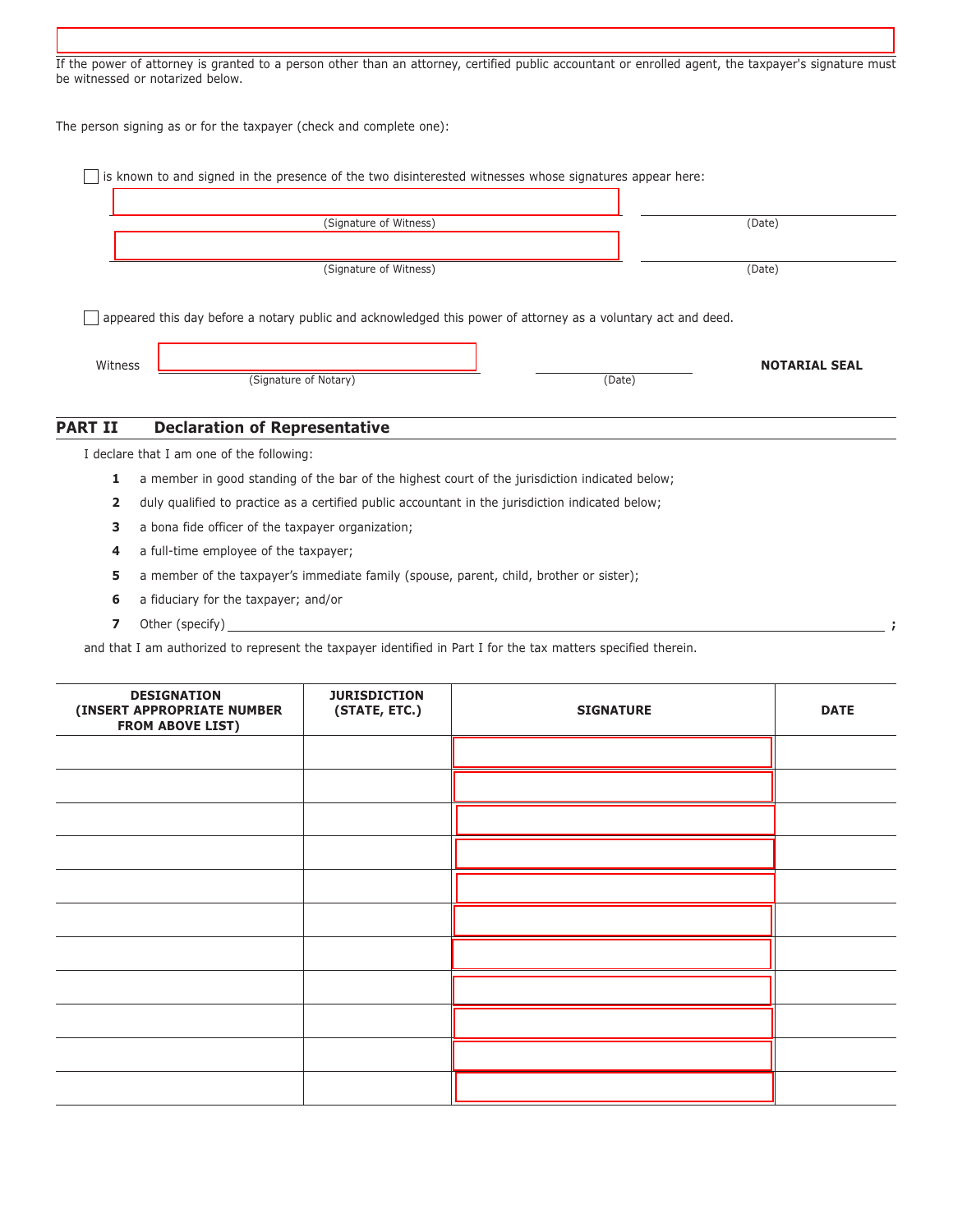If the power of attorney is granted to a person other than an attorney, certified public accountant or enrolled agent, the taxpayer's signature must be witnessed or notarized below.

The person signing as or for the taxpayer (check and complete one):

☐ is known to and signed in the presence of the two disinterested witnesses whose signatures appear here:

(Signature of Witness) (Date)

(Signature of Witness) (Date)

☐ appeared this day before a notary public and acknowledged this power of attorney as a voluntary act and deed.

Witness (Signature of Notary) (Date) **NOTARIAL SEAL**

## PART II Declaration of Representative

I declare that I am one of the following:

1. a member in good standing of the bar of the highest court of the jurisdiction indicated below;
2. duly qualified to practice as a certified public accountant in the jurisdiction indicated below;
3. a bona fide officer of the taxpayer organization;
4. a full-time employee of the taxpayer;
5. a member of the taxpayer's immediate family (spouse, parent, child, brother or sister);
6. a fiduciary for the taxpayer; and/or
7. Other (specify) ______________________________ ;

and that I am authorized to represent the taxpayer identified in Part I for the tax matters specified therein.

| DESIGNATION (INSERT APPROPRIATE NUMBER FROM ABOVE LIST) | JURISDICTION (STATE, ETC.) | SIGNATURE | DATE |
|---|---|---|---|
| | | | |
| | | | |
| | | | |
| | | | |
| | | | |
| | | | |
| | | | |
| | | | |
| | | | |
| | | | |
| | | | |